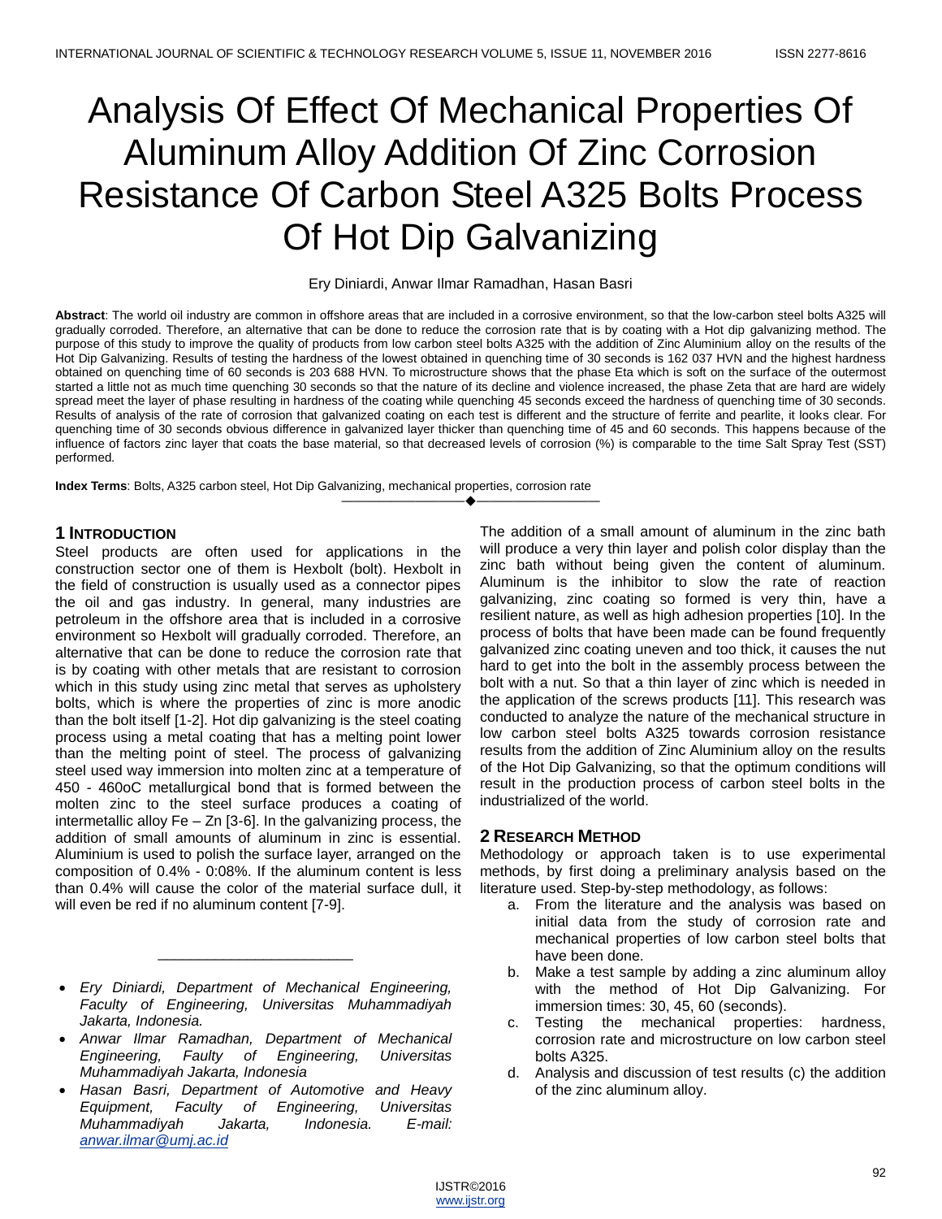# Analysis Of Effect Of Mechanical Properties Of Aluminum Alloy Addition Of Zinc Corrosion Resistance Of Carbon Steel A325 Bolts Process Of Hot Dip Galvanizing

Ery Diniardi, Anwar Ilmar Ramadhan, Hasan Basri

**Abstract**: The world oil industry are common in offshore areas that are included in a corrosive environment, so that the low-carbon steel bolts A325 will gradually corroded. Therefore, an alternative that can be done to reduce the corrosion rate that is by coating with a Hot dip galvanizing method. The purpose of this study to improve the quality of products from low carbon steel bolts A325 with the addition of Zinc Aluminium alloy on the results of the Hot Dip Galvanizing. Results of testing the hardness of the lowest obtained in quenching time of 30 seconds is 162 037 HVN and the highest hardness obtained on quenching time of 60 seconds is 203 688 HVN. To microstructure shows that the phase Eta which is soft on the surface of the outermost started a little not as much time quenching 30 seconds so that the nature of its decline and violence increased, the phase Zeta that are hard are widely spread meet the layer of phase resulting in hardness of the coating while quenching 45 seconds exceed the hardness of quenching time of 30 seconds. Results of analysis of the rate of corrosion that galvanized coating on each test is different and the structure of ferrite and pearlite, it looks clear. For quenching time of 30 seconds obvious difference in galvanized layer thicker than quenching time of 45 and 60 seconds. This happens because of the influence of factors zinc layer that coats the base material, so that decreased levels of corrosion (%) is comparable to the time Salt Spray Test (SST) performed.

**Index Terms**: Bolts, A325 carbon steel, Hot Dip Galvanizing, mechanical properties, corrosion rate

## 1 Introduction

Steel products are often used for applications in the construction sector one of them is Hexbolt (bolt). Hexbolt in the field of construction is usually used as a connector pipes the oil and gas industry. In general, many industries are petroleum in the offshore area that is included in a corrosive environment so Hexbolt will gradually corroded. Therefore, an alternative that can be done to reduce the corrosion rate that is by coating with other metals that are resistant to corrosion which in this study using zinc metal that serves as upholstery bolts, which is where the properties of zinc is more anodic than the bolt itself [1-2]. Hot dip galvanizing is the steel coating process using a metal coating that has a melting point lower than the melting point of steel. The process of galvanizing steel used way immersion into molten zinc at a temperature of 450 - 460oC metallurgical bond that is formed between the molten zinc to the steel surface produces a coating of intermetallic alloy Fe – Zn [3-6]. In the galvanizing process, the addition of small amounts of aluminum in zinc is essential. Aluminium is used to polish the surface layer, arranged on the composition of 0.4% - 0:08%. If the aluminum content is less than 0.4% will cause the color of the material surface dull, it will even be red if no aluminum content [7-9].

- *Ery Diniardi, Department of Mechanical Engineering, Faculty of Engineering, Universitas Muhammadiyah Jakarta, Indonesia.*
- *Anwar Ilmar Ramadhan, Department of Mechanical Engineering, Faulty of Engineering, Universitas Muhammadiyah Jakarta, Indonesia*
- *Hasan Basri, Department of Automotive and Heavy Equipment, Faculty of Engineering, Universitas Muhammadiyah Jakarta, Indonesia. E-mail: anwar.ilmar@umj.ac.id*

The addition of a small amount of aluminum in the zinc bath will produce a very thin layer and polish color display than the zinc bath without being given the content of aluminum. Aluminum is the inhibitor to slow the rate of reaction galvanizing, zinc coating so formed is very thin, have a resilient nature, as well as high adhesion properties [10]. In the process of bolts that have been made can be found frequently galvanized zinc coating uneven and too thick, it causes the nut hard to get into the bolt in the assembly process between the bolt with a nut. So that a thin layer of zinc which is needed in the application of the screws products [11]. This research was conducted to analyze the nature of the mechanical structure in low carbon steel bolts A325 towards corrosion resistance results from the addition of Zinc Aluminium alloy on the results of the Hot Dip Galvanizing, so that the optimum conditions will result in the production process of carbon steel bolts in the industrialized of the world.

## 2 Research Method

Methodology or approach taken is to use experimental methods, by first doing a preliminary analysis based on the literature used. Step-by-step methodology, as follows:

a. From the literature and the analysis was based on initial data from the study of corrosion rate and mechanical properties of low carbon steel bolts that have been done.
b. Make a test sample by adding a zinc aluminum alloy with the method of Hot Dip Galvanizing. For immersion times: 30, 45, 60 (seconds).
c. Testing the mechanical properties: hardness, corrosion rate and microstructure on low carbon steel bolts A325.
d. Analysis and discussion of test results (c) the addition of the zinc aluminum alloy.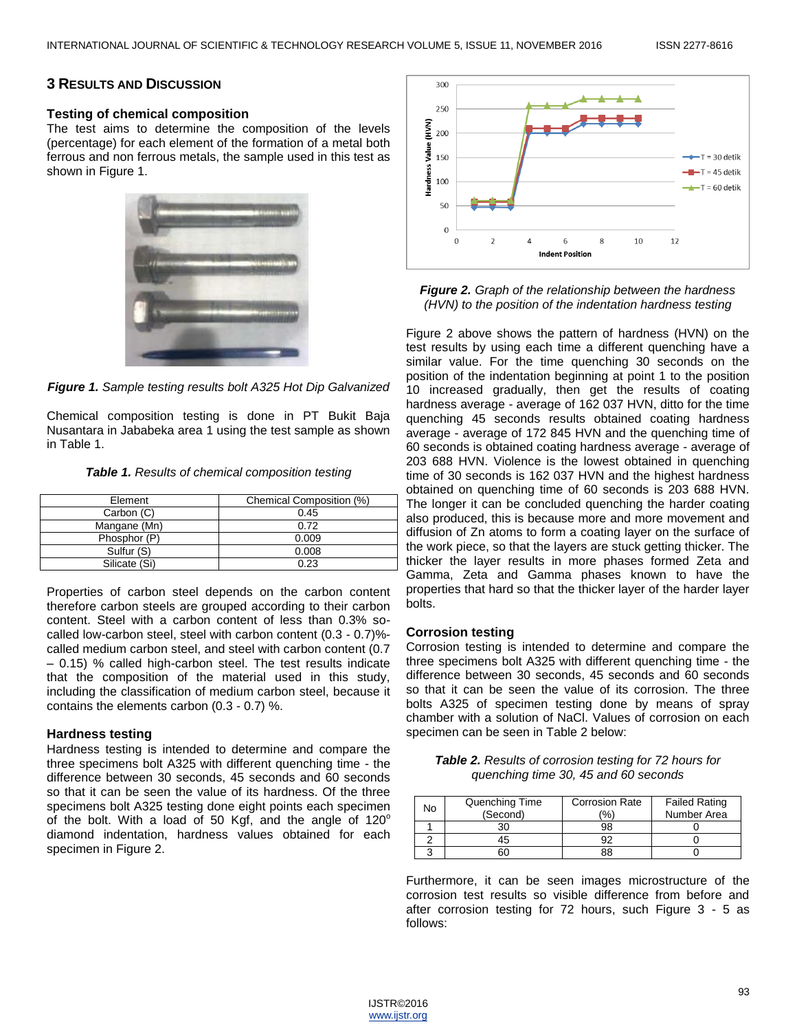## 3 Results and Discussion

### Testing of chemical composition

The test aims to determine the composition of the levels (percentage) for each element of the formation of a metal both ferrous and non ferrous metals, the sample used in this test as shown in Figure 1.

***Figure 1.*** *Sample testing results bolt A325 Hot Dip Galvanized*

Chemical composition testing is done in PT Bukit Baja Nusantara in Jababeka area 1 using the test sample as shown in Table 1.

***Table 1.*** *Results of chemical composition testing*

| Element | Chemical Composition (%) |
|---|---|
| Carbon (C) | 0.45 |
| Mangane (Mn) | 0.72 |
| Phosphor (P) | 0.009 |
| Sulfur (S) | 0.008 |
| Silicate (Si) | 0.23 |

Properties of carbon steel depends on the carbon content therefore carbon steels are grouped according to their carbon content. Steel with a carbon content of less than 0.3% so-called low-carbon steel, steel with carbon content (0.3 - 0.7)%-called medium carbon steel, and steel with carbon content (0.7 – 0.15) % called high-carbon steel. The test results indicate that the composition of the material used in this study, including the classification of medium carbon steel, because it contains the elements carbon (0.3 - 0.7) %.

### Hardness testing

Hardness testing is intended to determine and compare the three specimens bolt A325 with different quenching time - the difference between 30 seconds, 45 seconds and 60 seconds so that it can be seen the value of its hardness. Of the three specimens bolt A325 testing done eight points each specimen of the bolt. With a load of 50 Kgf, and the angle of 120$^o$ diamond indentation, hardness values obtained for each specimen in Figure 2.

***Figure 2.*** *Graph of the relationship between the hardness (HVN) to the position of the indentation hardness testing*

Figure 2 above shows the pattern of hardness (HVN) on the test results by using each time a different quenching have a similar value. For the time quenching 30 seconds on the position of the indentation beginning at point 1 to the position 10 increased gradually, then get the results of coating hardness average - average of 162 037 HVN, ditto for the time quenching 45 seconds results obtained coating hardness average - average of 172 845 HVN and the quenching time of 60 seconds is obtained coating hardness average - average of 203 688 HVN. Violence is the lowest obtained in quenching time of 30 seconds is 162 037 HVN and the highest hardness obtained on quenching time of 60 seconds is 203 688 HVN. The longer it can be concluded quenching the harder coating also produced, this is because more and more movement and diffusion of Zn atoms to form a coating layer on the surface of the work piece, so that the layers are stuck getting thicker. The thicker the layer results in more phases formed Zeta and Gamma, Zeta and Gamma phases known to have the properties that hard so that the thicker layer of the harder layer bolts.

### Corrosion testing

Corrosion testing is intended to determine and compare the three specimens bolt A325 with different quenching time - the difference between 30 seconds, 45 seconds and 60 seconds so that it can be seen the value of its corrosion. The three bolts A325 of specimen testing done by means of spray chamber with a solution of NaCl. Values of corrosion on each specimen can be seen in Table 2 below:

***Table 2.*** *Results of corrosion testing for 72 hours for quenching time 30, 45 and 60 seconds*

| No | Quenching Time (Second) | Corrosion Rate (%) | Failed Rating Number Area |
|---|---|---|---|
| 1 | 30 | 98 | 0 |
| 2 | 45 | 92 | 0 |
| 3 | 60 | 88 | 0 |

Furthermore, it can be seen images microstructure of the corrosion test results so visible difference from before and after corrosion testing for 72 hours, such Figure 3 - 5 as follows: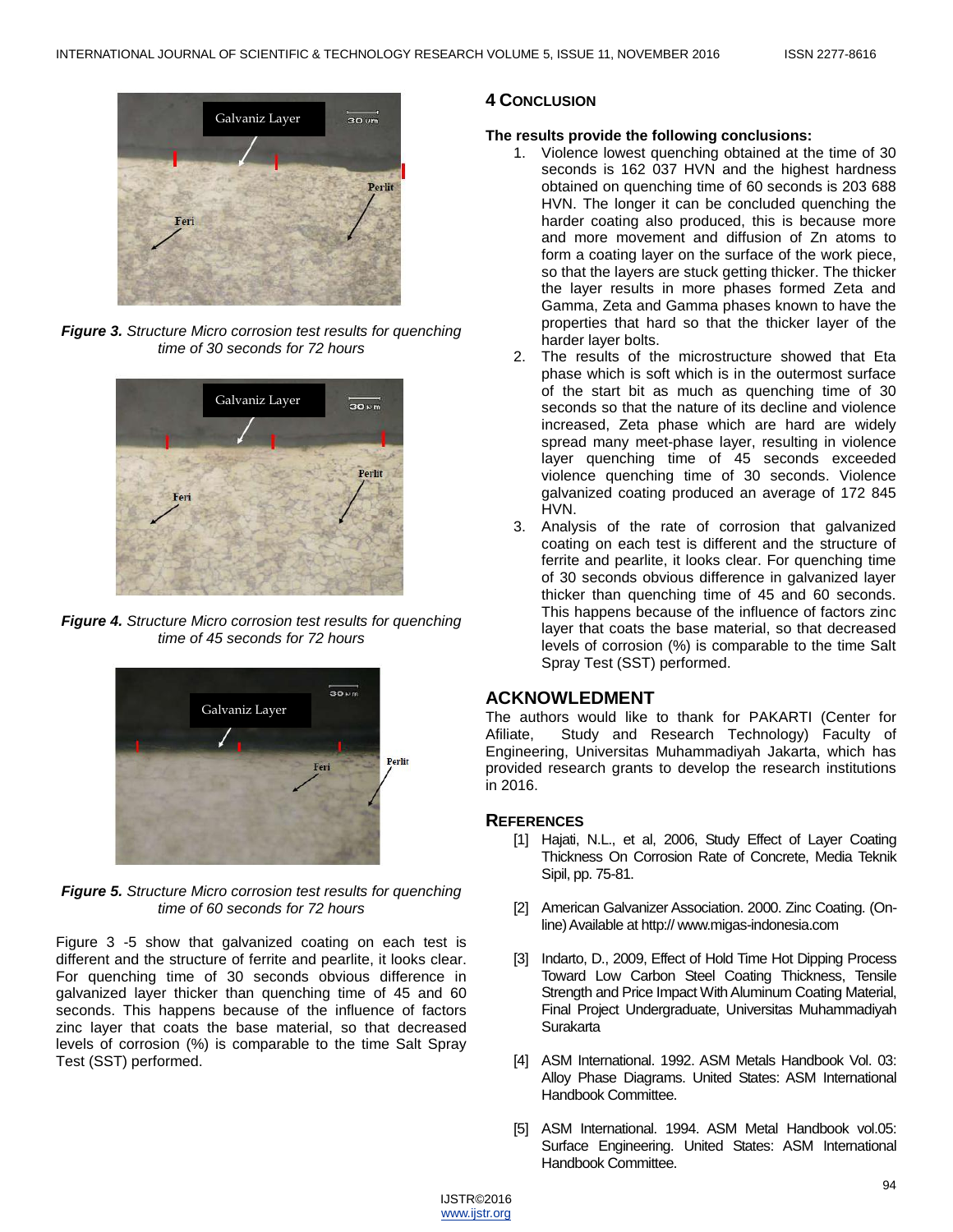*Figure 3. Structure Micro corrosion test results for quenching time of 30 seconds for 72 hours*

*Figure 4. Structure Micro corrosion test results for quenching time of 45 seconds for 72 hours*

*Figure 5. Structure Micro corrosion test results for quenching time of 60 seconds for 72 hours*

Figure 3 -5 show that galvanized coating on each test is different and the structure of ferrite and pearlite, it looks clear. For quenching time of 30 seconds obvious difference in galvanized layer thicker than quenching time of 45 and 60 seconds. This happens because of the influence of factors zinc layer that coats the base material, so that decreased levels of corrosion (%) is comparable to the time Salt Spray Test (SST) performed.

## 4 CONCLUSION

**The results provide the following conclusions:**

1. Violence lowest quenching obtained at the time of 30 seconds is 162 037 HVN and the highest hardness obtained on quenching time of 60 seconds is 203 688 HVN. The longer it can be concluded quenching the harder coating also produced, this is because more and more movement and diffusion of Zn atoms to form a coating layer on the surface of the work piece, so that the layers are stuck getting thicker. The thicker the layer results in more phases formed Zeta and Gamma, Zeta and Gamma phases known to have the properties that hard so that the thicker layer of the harder layer bolts.
2. The results of the microstructure showed that Eta phase which is soft which is in the outermost surface of the start bit as much as quenching time of 30 seconds so that the nature of its decline and violence increased, Zeta phase which are hard are widely spread many meet-phase layer, resulting in violence layer quenching time of 45 seconds exceeded violence quenching time of 30 seconds. Violence galvanized coating produced an average of 172 845 HVN.
3. Analysis of the rate of corrosion that galvanized coating on each test is different and the structure of ferrite and pearlite, it looks clear. For quenching time of 30 seconds obvious difference in galvanized layer thicker than quenching time of 45 and 60 seconds. This happens because of the influence of factors zinc layer that coats the base material, so that decreased levels of corrosion (%) is comparable to the time Salt Spray Test (SST) performed.

## ACKNOWLEDGMENT

The authors would like to thank for PAKARTI (Center for Afiliate, Study and Research Technology) Faculty of Engineering, Universitas Muhammadiyah Jakarta, which has provided research grants to develop the research institutions in 2016.

## REFERENCES

[1] Hajati, N.L., et al, 2006, Study Effect of Layer Coating Thickness On Corrosion Rate of Concrete, Media Teknik Sipil, pp. 75-81.

[2] American Galvanizer Association. 2000. Zinc Coating. (On-line) Available at http:// www.migas-indonesia.com

[3] Indarto, D., 2009, Effect of Hold Time Hot Dipping Process Toward Low Carbon Steel Coating Thickness, Tensile Strength and Price Impact With Aluminum Coating Material, Final Project Undergraduate, Universitas Muhammadiyah Surakarta

[4] ASM International. 1992. ASM Metals Handbook Vol. 03: Alloy Phase Diagrams. United States: ASM International Handbook Committee.

[5] ASM International. 1994. ASM Metal Handbook vol.05: Surface Engineering. United States: ASM International Handbook Committee.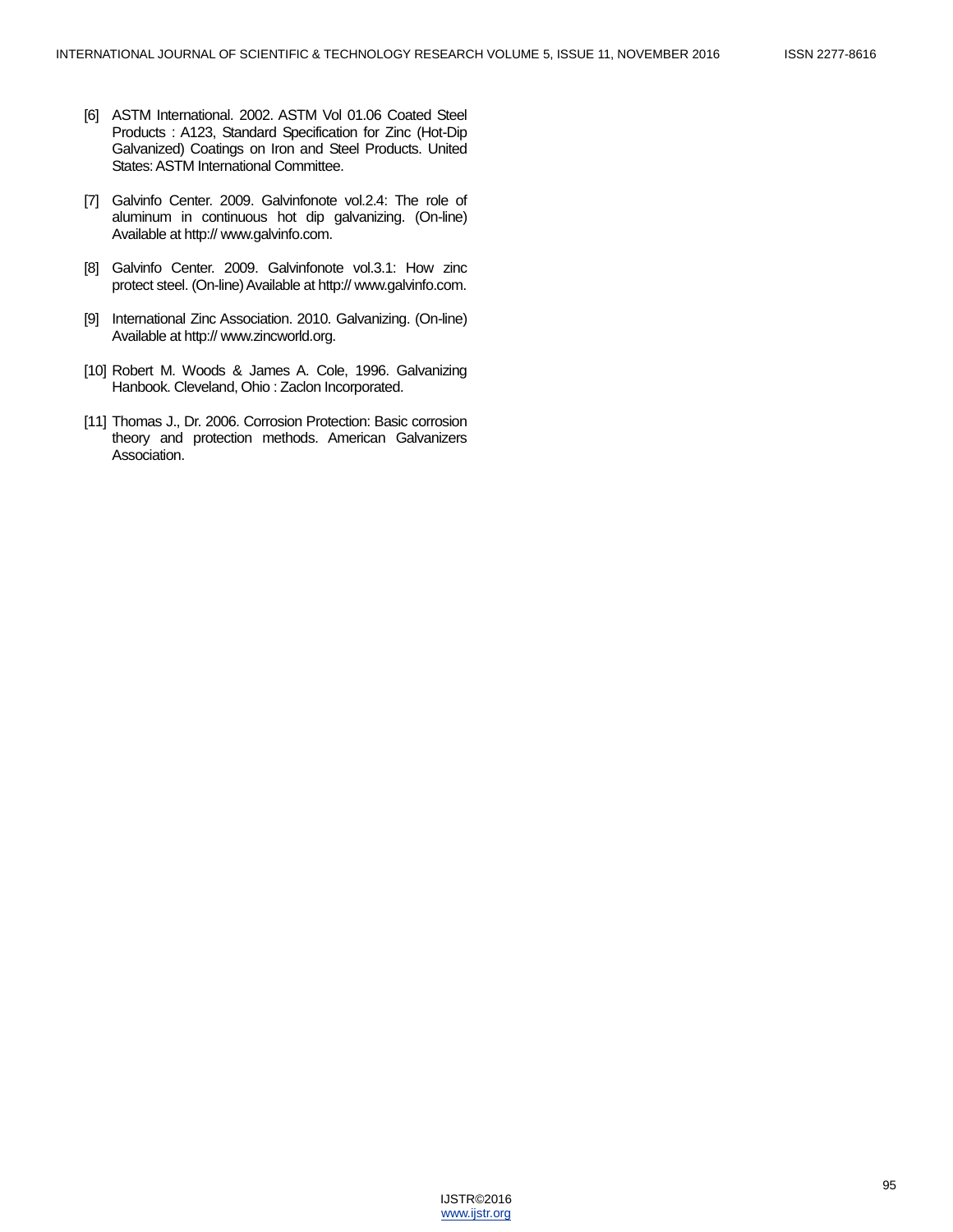[6] ASTM International. 2002. ASTM Vol 01.06 Coated Steel Products : A123, Standard Specification for Zinc (Hot-Dip Galvanized) Coatings on Iron and Steel Products. United States: ASTM International Committee.

[7] Galvinfo Center. 2009. Galvinfonote vol.2.4: The role of aluminum in continuous hot dip galvanizing. (On-line) Available at http:// www.galvinfo.com.

[8] Galvinfo Center. 2009. Galvinfonote vol.3.1: How zinc protect steel. (On-line) Available at http:// www.galvinfo.com.

[9] International Zinc Association. 2010. Galvanizing. (On-line) Available at http:// www.zincworld.org.

[10] Robert M. Woods & James A. Cole, 1996. Galvanizing Hanbook. Cleveland, Ohio : Zaclon Incorporated.

[11] Thomas J., Dr. 2006. Corrosion Protection: Basic corrosion theory and protection methods. American Galvanizers Association.